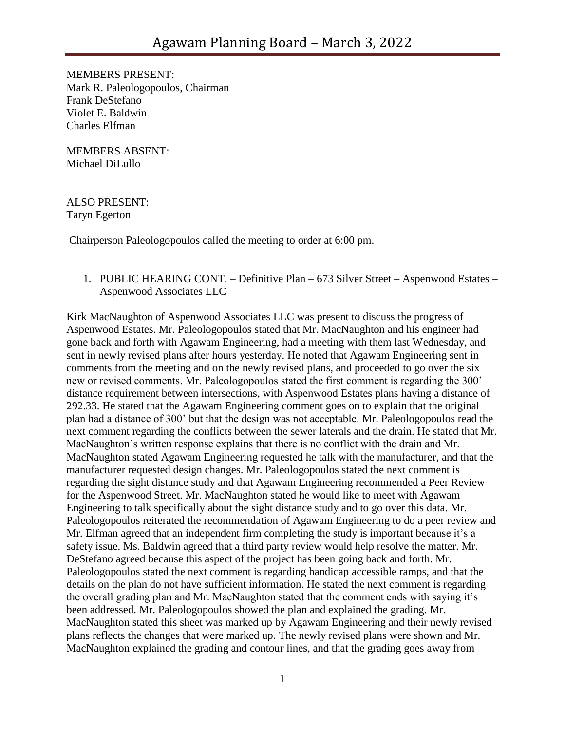# Agawam Planning Board – March 3, 2022

MEMBERS PRESENT:
Mark R. Paleologopoulos, Chairman
Frank DeStefano
Violet E. Baldwin
Charles Elfman

MEMBERS ABSENT:
Michael DiLullo

ALSO PRESENT:
Taryn Egerton

Chairperson Paleologopoulos called the meeting to order at 6:00 pm.

1. PUBLIC HEARING CONT. – Definitive Plan – 673 Silver Street – Aspenwood Estates – Aspenwood Associates LLC

Kirk MacNaughton of Aspenwood Associates LLC was present to discuss the progress of Aspenwood Estates. Mr. Paleologopoulos stated that Mr. MacNaughton and his engineer had gone back and forth with Agawam Engineering, had a meeting with them last Wednesday, and sent in newly revised plans after hours yesterday. He noted that Agawam Engineering sent in comments from the meeting and on the newly revised plans, and proceeded to go over the six new or revised comments. Mr. Paleologopoulos stated the first comment is regarding the 300' distance requirement between intersections, with Aspenwood Estates plans having a distance of 292.33. He stated that the Agawam Engineering comment goes on to explain that the original plan had a distance of 300' but that the design was not acceptable. Mr. Paleologopoulos read the next comment regarding the conflicts between the sewer laterals and the drain. He stated that Mr. MacNaughton's written response explains that there is no conflict with the drain and Mr. MacNaughton stated Agawam Engineering requested he talk with the manufacturer, and that the manufacturer requested design changes. Mr. Paleologopoulos stated the next comment is regarding the sight distance study and that Agawam Engineering recommended a Peer Review for the Aspenwood Street. Mr. MacNaughton stated he would like to meet with Agawam Engineering to talk specifically about the sight distance study and to go over this data. Mr. Paleologopoulos reiterated the recommendation of Agawam Engineering to do a peer review and Mr. Elfman agreed that an independent firm completing the study is important because it's a safety issue. Ms. Baldwin agreed that a third party review would help resolve the matter. Mr. DeStefano agreed because this aspect of the project has been going back and forth. Mr. Paleologopoulos stated the next comment is regarding handicap accessible ramps, and that the details on the plan do not have sufficient information. He stated the next comment is regarding the overall grading plan and Mr. MacNaughton stated that the comment ends with saying it's been addressed. Mr. Paleologopoulos showed the plan and explained the grading. Mr. MacNaughton stated this sheet was marked up by Agawam Engineering and their newly revised plans reflects the changes that were marked up. The newly revised plans were shown and Mr. MacNaughton explained the grading and contour lines, and that the grading goes away from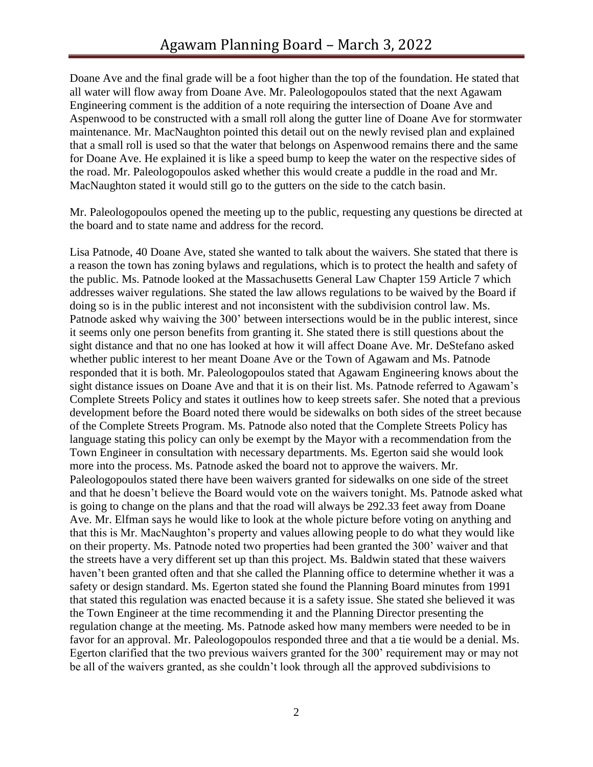Doane Ave and the final grade will be a foot higher than the top of the foundation. He stated that all water will flow away from Doane Ave. Mr. Paleologopoulos stated that the next Agawam Engineering comment is the addition of a note requiring the intersection of Doane Ave and Aspenwood to be constructed with a small roll along the gutter line of Doane Ave for stormwater maintenance. Mr. MacNaughton pointed this detail out on the newly revised plan and explained that a small roll is used so that the water that belongs on Aspenwood remains there and the same for Doane Ave. He explained it is like a speed bump to keep the water on the respective sides of the road. Mr. Paleologopoulos asked whether this would create a puddle in the road and Mr. MacNaughton stated it would still go to the gutters on the side to the catch basin.

Mr. Paleologopoulos opened the meeting up to the public, requesting any questions be directed at the board and to state name and address for the record.

Lisa Patnode, 40 Doane Ave, stated she wanted to talk about the waivers. She stated that there is a reason the town has zoning bylaws and regulations, which is to protect the health and safety of the public. Ms. Patnode looked at the Massachusetts General Law Chapter 159 Article 7 which addresses waiver regulations. She stated the law allows regulations to be waived by the Board if doing so is in the public interest and not inconsistent with the subdivision control law. Ms. Patnode asked why waiving the 300' between intersections would be in the public interest, since it seems only one person benefits from granting it. She stated there is still questions about the sight distance and that no one has looked at how it will affect Doane Ave. Mr. DeStefano asked whether public interest to her meant Doane Ave or the Town of Agawam and Ms. Patnode responded that it is both. Mr. Paleologopoulos stated that Agawam Engineering knows about the sight distance issues on Doane Ave and that it is on their list. Ms. Patnode referred to Agawam's Complete Streets Policy and states it outlines how to keep streets safer. She noted that a previous development before the Board noted there would be sidewalks on both sides of the street because of the Complete Streets Program. Ms. Patnode also noted that the Complete Streets Policy has language stating this policy can only be exempt by the Mayor with a recommendation from the Town Engineer in consultation with necessary departments. Ms. Egerton said she would look more into the process. Ms. Patnode asked the board not to approve the waivers. Mr. Paleologopoulos stated there have been waivers granted for sidewalks on one side of the street and that he doesn't believe the Board would vote on the waivers tonight. Ms. Patnode asked what is going to change on the plans and that the road will always be 292.33 feet away from Doane Ave. Mr. Elfman says he would like to look at the whole picture before voting on anything and that this is Mr. MacNaughton's property and values allowing people to do what they would like on their property. Ms. Patnode noted two properties had been granted the 300' waiver and that the streets have a very different set up than this project. Ms. Baldwin stated that these waivers haven't been granted often and that she called the Planning office to determine whether it was a safety or design standard. Ms. Egerton stated she found the Planning Board minutes from 1991 that stated this regulation was enacted because it is a safety issue. She stated she believed it was the Town Engineer at the time recommending it and the Planning Director presenting the regulation change at the meeting. Ms. Patnode asked how many members were needed to be in favor for an approval. Mr. Paleologopoulos responded three and that a tie would be a denial. Ms. Egerton clarified that the two previous waivers granted for the 300' requirement may or may not be all of the waivers granted, as she couldn't look through all the approved subdivisions to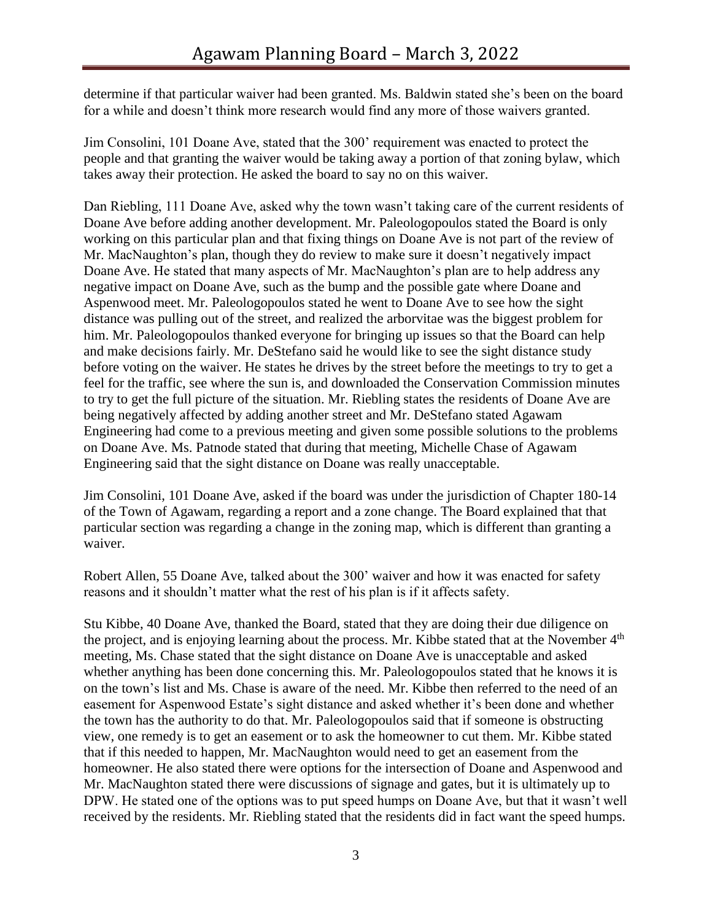determine if that particular waiver had been granted. Ms. Baldwin stated she's been on the board for a while and doesn't think more research would find any more of those waivers granted.

Jim Consolini, 101 Doane Ave, stated that the 300' requirement was enacted to protect the people and that granting the waiver would be taking away a portion of that zoning bylaw, which takes away their protection. He asked the board to say no on this waiver.

Dan Riebling, 111 Doane Ave, asked why the town wasn't taking care of the current residents of Doane Ave before adding another development. Mr. Paleologopoulos stated the Board is only working on this particular plan and that fixing things on Doane Ave is not part of the review of Mr. MacNaughton's plan, though they do review to make sure it doesn't negatively impact Doane Ave. He stated that many aspects of Mr. MacNaughton's plan are to help address any negative impact on Doane Ave, such as the bump and the possible gate where Doane and Aspenwood meet. Mr. Paleologopoulos stated he went to Doane Ave to see how the sight distance was pulling out of the street, and realized the arborvitae was the biggest problem for him. Mr. Paleologopoulos thanked everyone for bringing up issues so that the Board can help and make decisions fairly. Mr. DeStefano said he would like to see the sight distance study before voting on the waiver. He states he drives by the street before the meetings to try to get a feel for the traffic, see where the sun is, and downloaded the Conservation Commission minutes to try to get the full picture of the situation. Mr. Riebling states the residents of Doane Ave are being negatively affected by adding another street and Mr. DeStefano stated Agawam Engineering had come to a previous meeting and given some possible solutions to the problems on Doane Ave. Ms. Patnode stated that during that meeting, Michelle Chase of Agawam Engineering said that the sight distance on Doane was really unacceptable.

Jim Consolini, 101 Doane Ave, asked if the board was under the jurisdiction of Chapter 180-14 of the Town of Agawam, regarding a report and a zone change. The Board explained that that particular section was regarding a change in the zoning map, which is different than granting a waiver.

Robert Allen, 55 Doane Ave, talked about the 300' waiver and how it was enacted for safety reasons and it shouldn't matter what the rest of his plan is if it affects safety.

Stu Kibbe, 40 Doane Ave, thanked the Board, stated that they are doing their due diligence on the project, and is enjoying learning about the process. Mr. Kibbe stated that at the November 4th meeting, Ms. Chase stated that the sight distance on Doane Ave is unacceptable and asked whether anything has been done concerning this. Mr. Paleologopoulos stated that he knows it is on the town's list and Ms. Chase is aware of the need. Mr. Kibbe then referred to the need of an easement for Aspenwood Estate's sight distance and asked whether it's been done and whether the town has the authority to do that. Mr. Paleologopoulos said that if someone is obstructing view, one remedy is to get an easement or to ask the homeowner to cut them. Mr. Kibbe stated that if this needed to happen, Mr. MacNaughton would need to get an easement from the homeowner. He also stated there were options for the intersection of Doane and Aspenwood and Mr. MacNaughton stated there were discussions of signage and gates, but it is ultimately up to DPW. He stated one of the options was to put speed humps on Doane Ave, but that it wasn't well received by the residents. Mr. Riebling stated that the residents did in fact want the speed humps.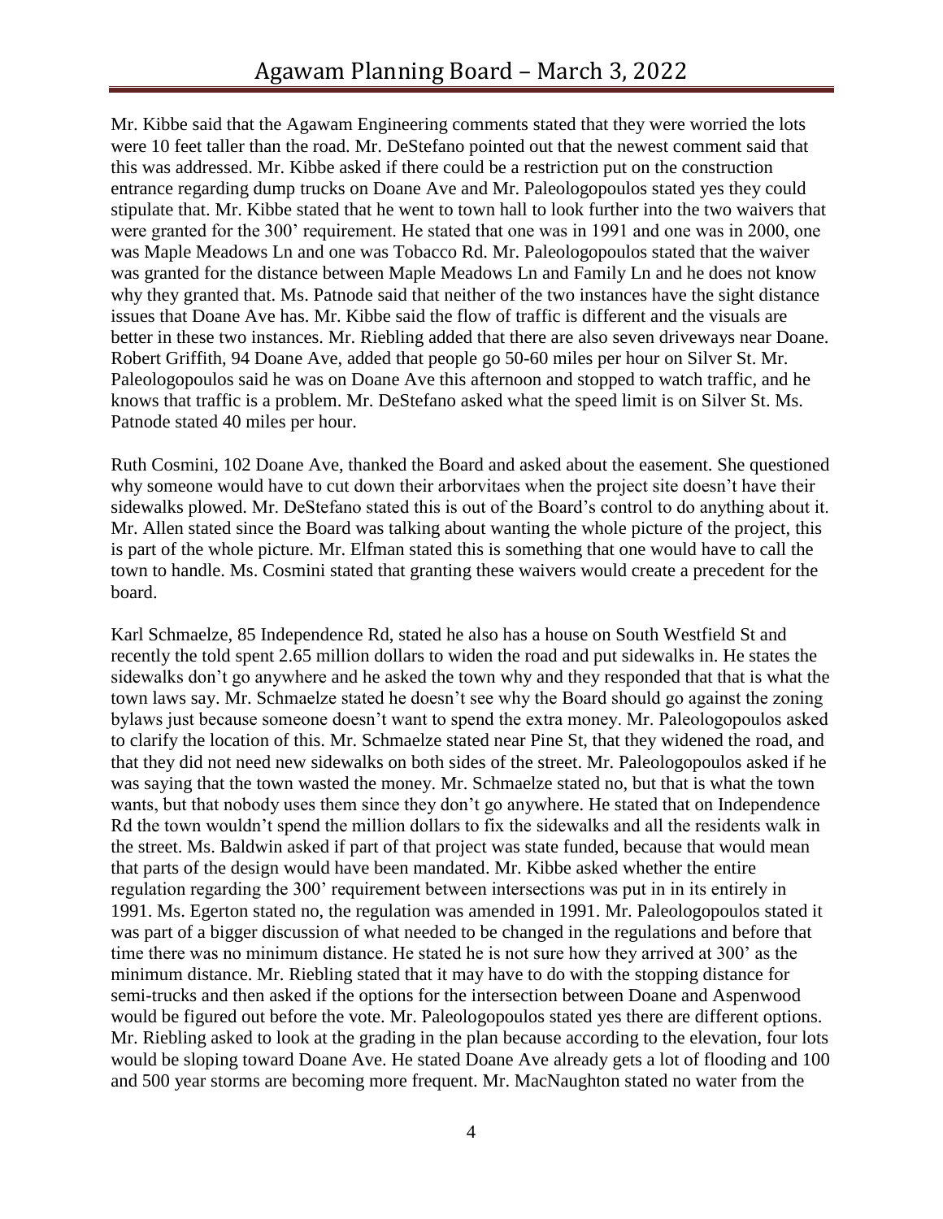Mr. Kibbe said that the Agawam Engineering comments stated that they were worried the lots were 10 feet taller than the road. Mr. DeStefano pointed out that the newest comment said that this was addressed. Mr. Kibbe asked if there could be a restriction put on the construction entrance regarding dump trucks on Doane Ave and Mr. Paleologopoulos stated yes they could stipulate that. Mr. Kibbe stated that he went to town hall to look further into the two waivers that were granted for the 300' requirement. He stated that one was in 1991 and one was in 2000, one was Maple Meadows Ln and one was Tobacco Rd. Mr. Paleologopoulos stated that the waiver was granted for the distance between Maple Meadows Ln and Family Ln and he does not know why they granted that. Ms. Patnode said that neither of the two instances have the sight distance issues that Doane Ave has. Mr. Kibbe said the flow of traffic is different and the visuals are better in these two instances. Mr. Riebling added that there are also seven driveways near Doane. Robert Griffith, 94 Doane Ave, added that people go 50-60 miles per hour on Silver St. Mr. Paleologopoulos said he was on Doane Ave this afternoon and stopped to watch traffic, and he knows that traffic is a problem. Mr. DeStefano asked what the speed limit is on Silver St. Ms. Patnode stated 40 miles per hour.

Ruth Cosmini, 102 Doane Ave, thanked the Board and asked about the easement. She questioned why someone would have to cut down their arborvitaes when the project site doesn't have their sidewalks plowed. Mr. DeStefano stated this is out of the Board's control to do anything about it. Mr. Allen stated since the Board was talking about wanting the whole picture of the project, this is part of the whole picture. Mr. Elfman stated this is something that one would have to call the town to handle. Ms. Cosmini stated that granting these waivers would create a precedent for the board.

Karl Schmaelze, 85 Independence Rd, stated he also has a house on South Westfield St and recently the told spent 2.65 million dollars to widen the road and put sidewalks in. He states the sidewalks don't go anywhere and he asked the town why and they responded that that is what the town laws say. Mr. Schmaelze stated he doesn't see why the Board should go against the zoning bylaws just because someone doesn't want to spend the extra money. Mr. Paleologopoulos asked to clarify the location of this. Mr. Schmaelze stated near Pine St, that they widened the road, and that they did not need new sidewalks on both sides of the street. Mr. Paleologopoulos asked if he was saying that the town wasted the money. Mr. Schmaelze stated no, but that is what the town wants, but that nobody uses them since they don't go anywhere. He stated that on Independence Rd the town wouldn't spend the million dollars to fix the sidewalks and all the residents walk in the street. Ms. Baldwin asked if part of that project was state funded, because that would mean that parts of the design would have been mandated. Mr. Kibbe asked whether the entire regulation regarding the 300' requirement between intersections was put in in its entirely in 1991. Ms. Egerton stated no, the regulation was amended in 1991. Mr. Paleologopoulos stated it was part of a bigger discussion of what needed to be changed in the regulations and before that time there was no minimum distance. He stated he is not sure how they arrived at 300' as the minimum distance. Mr. Riebling stated that it may have to do with the stopping distance for semi-trucks and then asked if the options for the intersection between Doane and Aspenwood would be figured out before the vote. Mr. Paleologopoulos stated yes there are different options. Mr. Riebling asked to look at the grading in the plan because according to the elevation, four lots would be sloping toward Doane Ave. He stated Doane Ave already gets a lot of flooding and 100 and 500 year storms are becoming more frequent. Mr. MacNaughton stated no water from the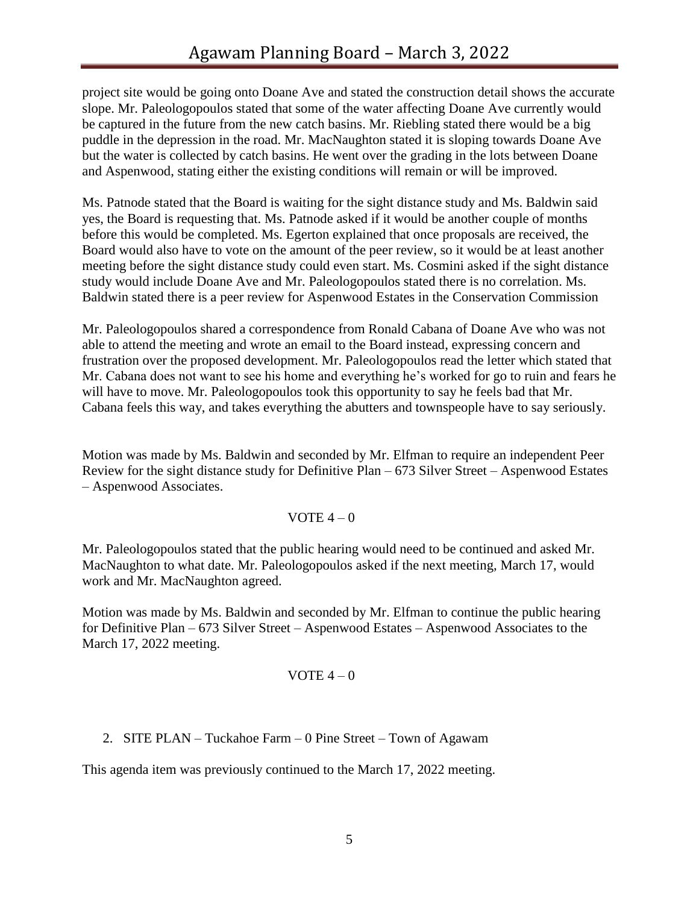project site would be going onto Doane Ave and stated the construction detail shows the accurate slope. Mr. Paleologopoulos stated that some of the water affecting Doane Ave currently would be captured in the future from the new catch basins. Mr. Riebling stated there would be a big puddle in the depression in the road. Mr. MacNaughton stated it is sloping towards Doane Ave but the water is collected by catch basins. He went over the grading in the lots between Doane and Aspenwood, stating either the existing conditions will remain or will be improved.

Ms. Patnode stated that the Board is waiting for the sight distance study and Ms. Baldwin said yes, the Board is requesting that. Ms. Patnode asked if it would be another couple of months before this would be completed. Ms. Egerton explained that once proposals are received, the Board would also have to vote on the amount of the peer review, so it would be at least another meeting before the sight distance study could even start. Ms. Cosmini asked if the sight distance study would include Doane Ave and Mr. Paleologopoulos stated there is no correlation. Ms. Baldwin stated there is a peer review for Aspenwood Estates in the Conservation Commission

Mr. Paleologopoulos shared a correspondence from Ronald Cabana of Doane Ave who was not able to attend the meeting and wrote an email to the Board instead, expressing concern and frustration over the proposed development. Mr. Paleologopoulos read the letter which stated that Mr. Cabana does not want to see his home and everything he's worked for go to ruin and fears he will have to move. Mr. Paleologopoulos took this opportunity to say he feels bad that Mr. Cabana feels this way, and takes everything the abutters and townspeople have to say seriously.

Motion was made by Ms. Baldwin and seconded by Mr. Elfman to require an independent Peer Review for the sight distance study for Definitive Plan – 673 Silver Street – Aspenwood Estates – Aspenwood Associates.

VOTE 4 – 0

Mr. Paleologopoulos stated that the public hearing would need to be continued and asked Mr. MacNaughton to what date. Mr. Paleologopoulos asked if the next meeting, March 17, would work and Mr. MacNaughton agreed.

Motion was made by Ms. Baldwin and seconded by Mr. Elfman to continue the public hearing for Definitive Plan – 673 Silver Street – Aspenwood Estates – Aspenwood Associates to the March 17, 2022 meeting.

VOTE 4 – 0

2. SITE PLAN – Tuckahoe Farm – 0 Pine Street – Town of Agawam

This agenda item was previously continued to the March 17, 2022 meeting.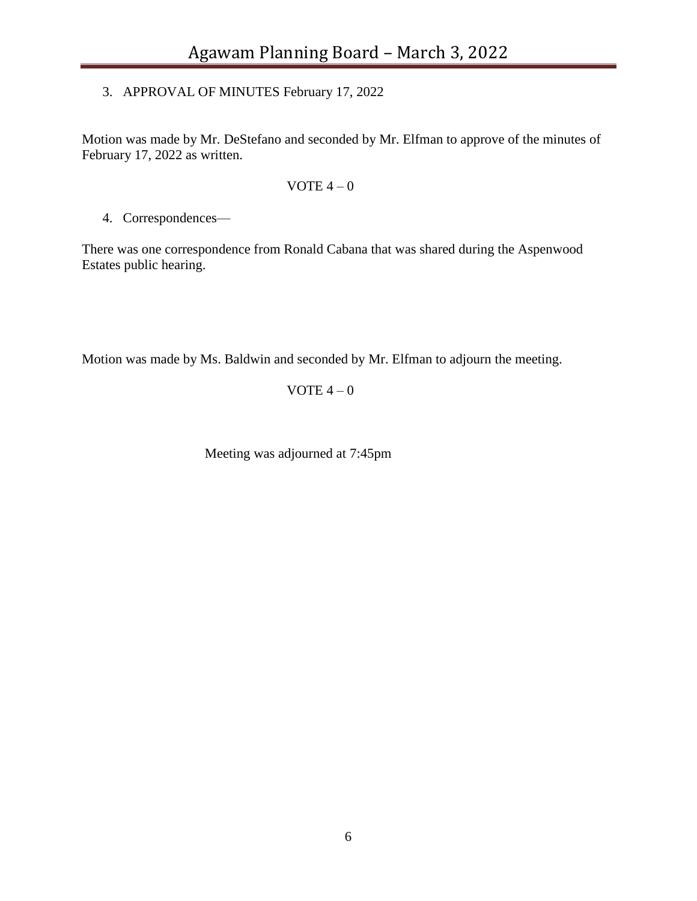3. APPROVAL OF MINUTES February 17, 2022

Motion was made by Mr. DeStefano and seconded by Mr. Elfman to approve of the minutes of February 17, 2022 as written.

VOTE 4 – 0

4. Correspondences—

There was one correspondence from Ronald Cabana that was shared during the Aspenwood Estates public hearing.

Motion was made by Ms. Baldwin and seconded by Mr. Elfman to adjourn the meeting.

VOTE 4 – 0

Meeting was adjourned at 7:45pm